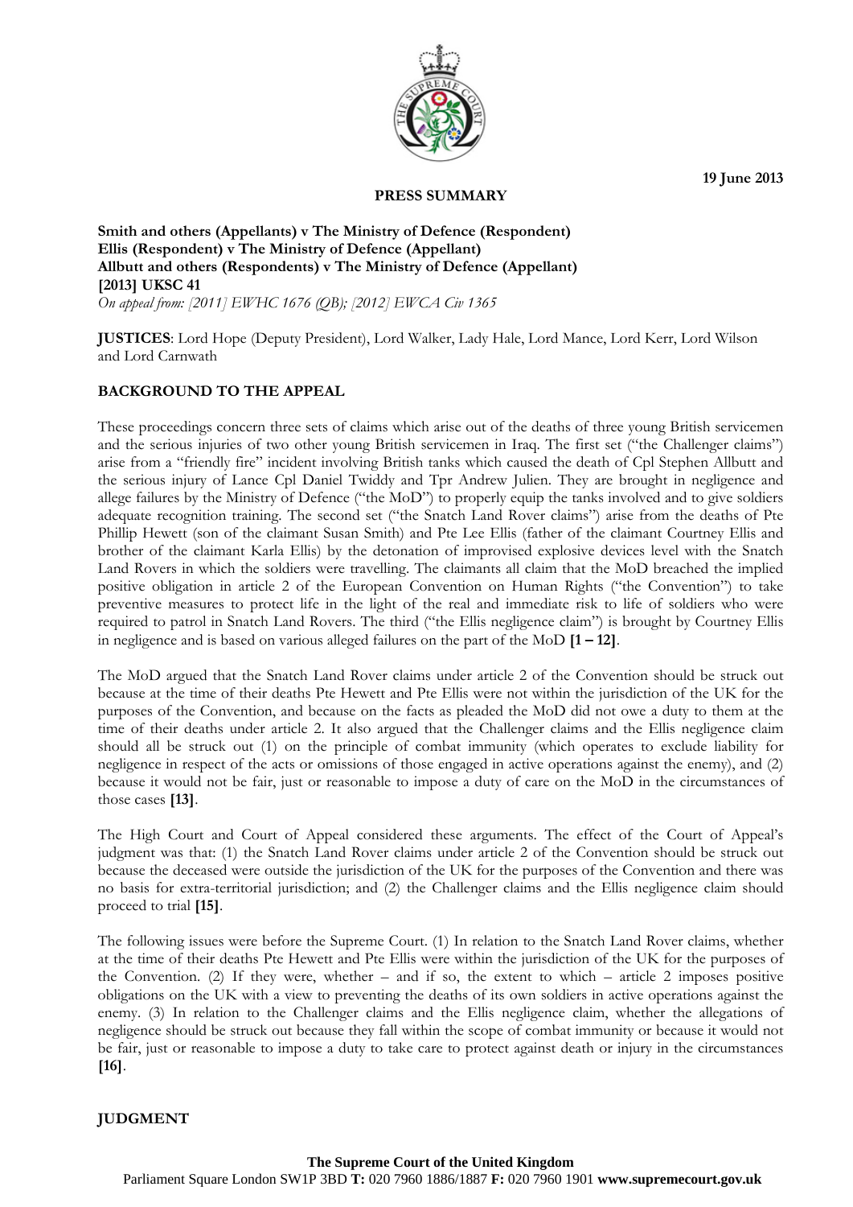19 June 2013

**PRESS SUMMARY**

**Smith and others (Appellants) v The Ministry of Defence (Respondent)**
**Ellis (Respondent) v The Ministry of Defence (Appellant)**
**Allbutt and others (Respondents) v The Ministry of Defence (Appellant)**
**[2013] UKSC 41**
*On appeal from: [2011] EWHC 1676 (QB); [2012] EWCA Civ 1365*

**JUSTICES**: Lord Hope (Deputy President), Lord Walker, Lady Hale, Lord Mance, Lord Kerr, Lord Wilson and Lord Carnwath

## BACKGROUND TO THE APPEAL

These proceedings concern three sets of claims which arise out of the deaths of three young British servicemen and the serious injuries of two other young British servicemen in Iraq. The first set ("the Challenger claims") arise from a "friendly fire" incident involving British tanks which caused the death of Cpl Stephen Allbutt and the serious injury of Lance Cpl Daniel Twiddy and Tpr Andrew Julien. They are brought in negligence and allege failures by the Ministry of Defence ("the MoD") to properly equip the tanks involved and to give soldiers adequate recognition training. The second set ("the Snatch Land Rover claims") arise from the deaths of Pte Phillip Hewett (son of the claimant Susan Smith) and Pte Lee Ellis (father of the claimant Courtney Ellis and brother of the claimant Karla Ellis) by the detonation of improvised explosive devices level with the Snatch Land Rovers in which the soldiers were travelling. The claimants all claim that the MoD breached the implied positive obligation in article 2 of the European Convention on Human Rights ("the Convention") to take preventive measures to protect life in the light of the real and immediate risk to life of soldiers who were required to patrol in Snatch Land Rovers. The third ("the Ellis negligence claim") is brought by Courtney Ellis in negligence and is based on various alleged failures on the part of the MoD **[1 – 12]**.

The MoD argued that the Snatch Land Rover claims under article 2 of the Convention should be struck out because at the time of their deaths Pte Hewett and Pte Ellis were not within the jurisdiction of the UK for the purposes of the Convention, and because on the facts as pleaded the MoD did not owe a duty to them at the time of their deaths under article 2. It also argued that the Challenger claims and the Ellis negligence claim should all be struck out (1) on the principle of combat immunity (which operates to exclude liability for negligence in respect of the acts or omissions of those engaged in active operations against the enemy), and (2) because it would not be fair, just or reasonable to impose a duty of care on the MoD in the circumstances of those cases **[13]**.

The High Court and Court of Appeal considered these arguments. The effect of the Court of Appeal's judgment was that: (1) the Snatch Land Rover claims under article 2 of the Convention should be struck out because the deceased were outside the jurisdiction of the UK for the purposes of the Convention and there was no basis for extra-territorial jurisdiction; and (2) the Challenger claims and the Ellis negligence claim should proceed to trial **[15]**.

The following issues were before the Supreme Court. (1) In relation to the Snatch Land Rover claims, whether at the time of their deaths Pte Hewett and Pte Ellis were within the jurisdiction of the UK for the purposes of the Convention. (2) If they were, whether – and if so, the extent to which – article 2 imposes positive obligations on the UK with a view to preventing the deaths of its own soldiers in active operations against the enemy. (3) In relation to the Challenger claims and the Ellis negligence claim, whether the allegations of negligence should be struck out because they fall within the scope of combat immunity or because it would not be fair, just or reasonable to impose a duty to take care to protect against death or injury in the circumstances **[16]**.

## JUDGMENT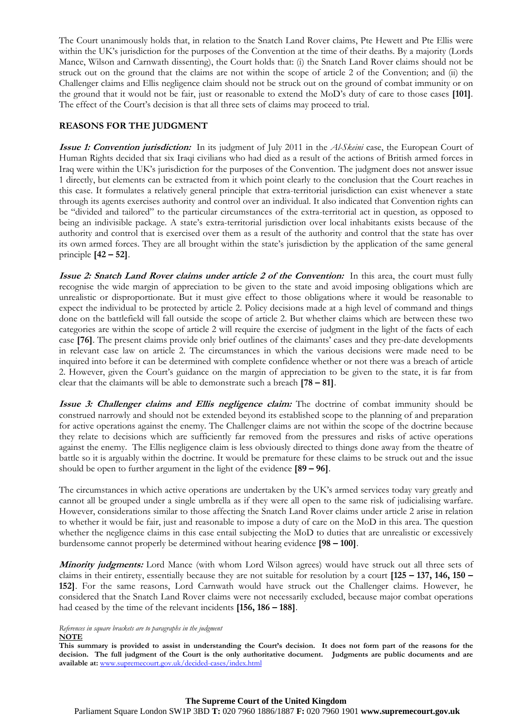The Court unanimously holds that, in relation to the Snatch Land Rover claims, Pte Hewett and Pte Ellis were within the UK's jurisdiction for the purposes of the Convention at the time of their deaths. By a majority (Lords Mance, Wilson and Carnwath dissenting), the Court holds that: (i) the Snatch Land Rover claims should not be struck out on the ground that the claims are not within the scope of article 2 of the Convention; and (ii) the Challenger claims and Ellis negligence claim should not be struck out on the ground of combat immunity or on the ground that it would not be fair, just or reasonable to extend the MoD's duty of care to those cases **[101]**. The effect of the Court's decision is that all three sets of claims may proceed to trial.

## REASONS FOR THE JUDGMENT

***Issue 1: Convention jurisdiction:*** In its judgment of July 2011 in the *Al-Skeini* case, the European Court of Human Rights decided that six Iraqi civilians who had died as a result of the actions of British armed forces in Iraq were within the UK's jurisdiction for the purposes of the Convention. The judgment does not answer issue 1 directly, but elements can be extracted from it which point clearly to the conclusion that the Court reaches in this case. It formulates a relatively general principle that extra-territorial jurisdiction can exist whenever a state through its agents exercises authority and control over an individual. It also indicated that Convention rights can be "divided and tailored" to the particular circumstances of the extra-territorial act in question, as opposed to being an indivisible package. A state's extra-territorial jurisdiction over local inhabitants exists because of the authority and control that is exercised over them as a result of the authority and control that the state has over its own armed forces. They are all brought within the state's jurisdiction by the application of the same general principle **[42 – 52]**.

***Issue 2: Snatch Land Rover claims under article 2 of the Convention:*** In this area, the court must fully recognise the wide margin of appreciation to be given to the state and avoid imposing obligations which are unrealistic or disproportionate. But it must give effect to those obligations where it would be reasonable to expect the individual to be protected by article 2. Policy decisions made at a high level of command and things done on the battlefield will fall outside the scope of article 2. But whether claims which are between these two categories are within the scope of article 2 will require the exercise of judgment in the light of the facts of each case **[76]**. The present claims provide only brief outlines of the claimants' cases and they pre-date developments in relevant case law on article 2. The circumstances in which the various decisions were made need to be inquired into before it can be determined with complete confidence whether or not there was a breach of article 2. However, given the Court's guidance on the margin of appreciation to be given to the state, it is far from clear that the claimants will be able to demonstrate such a breach **[78 – 81]**.

***Issue 3: Challenger claims and Ellis negligence claim:*** The doctrine of combat immunity should be construed narrowly and should not be extended beyond its established scope to the planning of and preparation for active operations against the enemy. The Challenger claims are not within the scope of the doctrine because they relate to decisions which are sufficiently far removed from the pressures and risks of active operations against the enemy. The Ellis negligence claim is less obviously directed to things done away from the theatre of battle so it is arguably within the doctrine. It would be premature for these claims to be struck out and the issue should be open to further argument in the light of the evidence **[89 – 96]**.

The circumstances in which active operations are undertaken by the UK's armed services today vary greatly and cannot all be grouped under a single umbrella as if they were all open to the same risk of judicialising warfare. However, considerations similar to those affecting the Snatch Land Rover claims under article 2 arise in relation to whether it would be fair, just and reasonable to impose a duty of care on the MoD in this area. The question whether the negligence claims in this case entail subjecting the MoD to duties that are unrealistic or excessively burdensome cannot properly be determined without hearing evidence **[98 – 100]**.

***Minority judgments:*** Lord Mance (with whom Lord Wilson agrees) would have struck out all three sets of claims in their entirety, essentially because they are not suitable for resolution by a court **[125 – 137, 146, 150 – 152]**. For the same reasons, Lord Carnwath would have struck out the Challenger claims. However, he considered that the Snatch Land Rover claims were not necessarily excluded, because major combat operations had ceased by the time of the relevant incidents **[156, 186 – 188]**.

*References in square brackets are to paragraphs in the judgment*

**NOTE**

**This summary is provided to assist in understanding the Court's decision. It does not form part of the reasons for the decision. The full judgment of the Court is the only authoritative document. Judgments are public documents and are available at:** www.supremecourt.gov.uk/decided-cases/index.html

**The Supreme Court of the United Kingdom**

Parliament Square London SW1P 3BD **T:** 020 7960 1886/1887 **F:** 020 7960 1901 **www.supremecourt.gov.uk**